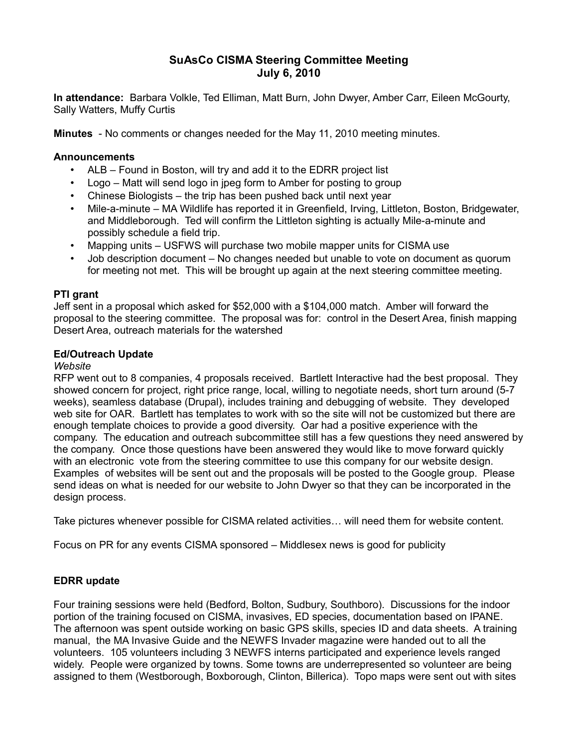# SuAsCo CISMA Steering Committee Meeting
## July 6, 2010

**In attendance:** Barbara Volkle, Ted Elliman, Matt Burn, John Dwyer, Amber Carr, Eileen McGourty, Sally Watters, Muffy Curtis

**Minutes** - No comments or changes needed for the May 11, 2010 meeting minutes.

### Announcements

- ALB – Found in Boston, will try and add it to the EDRR project list
- Logo – Matt will send logo in jpeg form to Amber for posting to group
- Chinese Biologists – the trip has been pushed back until next year
- Mile-a-minute – MA Wildlife has reported it in Greenfield, Irving, Littleton, Boston, Bridgewater, and Middleborough. Ted will confirm the Littleton sighting is actually Mile-a-minute and possibly schedule a field trip.
- Mapping units – USFWS will purchase two mobile mapper units for CISMA use
- Job description document – No changes needed but unable to vote on document as quorum for meeting not met. This will be brought up again at the next steering committee meeting.

### PTI grant

Jeff sent in a proposal which asked for $52,000 with a $104,000 match. Amber will forward the proposal to the steering committee. The proposal was for: control in the Desert Area, finish mapping Desert Area, outreach materials for the watershed

### Ed/Outreach Update

*Website*

RFP went out to 8 companies, 4 proposals received. Bartlett Interactive had the best proposal. They showed concern for project, right price range, local, willing to negotiate needs, short turn around (5-7 weeks), seamless database (Drupal), includes training and debugging of website. They developed web site for OAR. Bartlett has templates to work with so the site will not be customized but there are enough template choices to provide a good diversity. Oar had a positive experience with the company. The education and outreach subcommittee still has a few questions they need answered by the company. Once those questions have been answered they would like to move forward quickly with an electronic vote from the steering committee to use this company for our website design. Examples of websites will be sent out and the proposals will be posted to the Google group. Please send ideas on what is needed for our website to John Dwyer so that they can be incorporated in the design process.

Take pictures whenever possible for CISMA related activities… will need them for website content.

Focus on PR for any events CISMA sponsored – Middlesex news is good for publicity

### EDRR update

Four training sessions were held (Bedford, Bolton, Sudbury, Southboro). Discussions for the indoor portion of the training focused on CISMA, invasives, ED species, documentation based on IPANE. The afternoon was spent outside working on basic GPS skills, species ID and data sheets. A training manual, the MA Invasive Guide and the NEWFS Invader magazine were handed out to all the volunteers. 105 volunteers including 3 NEWFS interns participated and experience levels ranged widely. People were organized by towns. Some towns are underrepresented so volunteer are being assigned to them (Westborough, Boxborough, Clinton, Billerica). Topo maps were sent out with sites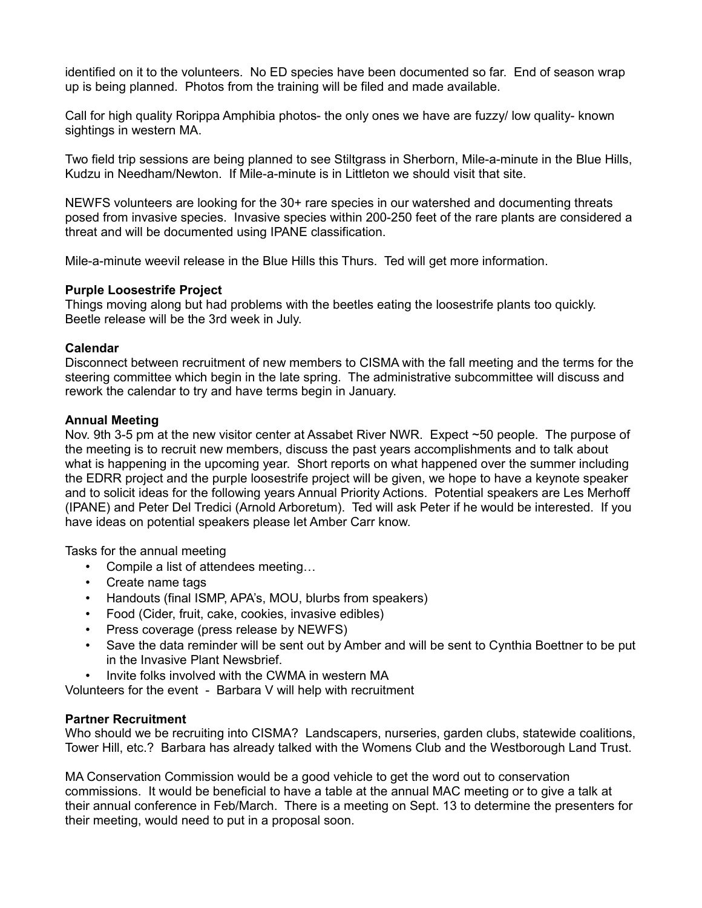identified on it to the volunteers. No ED species have been documented so far. End of season wrap up is being planned. Photos from the training will be filed and made available.

Call for high quality Rorippa Amphibia photos- the only ones we have are fuzzy/ low quality- known sightings in western MA.

Two field trip sessions are being planned to see Stiltgrass in Sherborn, Mile-a-minute in the Blue Hills, Kudzu in Needham/Newton. If Mile-a-minute is in Littleton we should visit that site.

NEWFS volunteers are looking for the 30+ rare species in our watershed and documenting threats posed from invasive species. Invasive species within 200-250 feet of the rare plants are considered a threat and will be documented using IPANE classification.

Mile-a-minute weevil release in the Blue Hills this Thurs. Ted will get more information.

**Purple Loosestrife Project**
Things moving along but had problems with the beetles eating the loosestrife plants too quickly. Beetle release will be the 3rd week in July.

**Calendar**
Disconnect between recruitment of new members to CISMA with the fall meeting and the terms for the steering committee which begin in the late spring. The administrative subcommittee will discuss and rework the calendar to try and have terms begin in January.

**Annual Meeting**
Nov. 9th 3-5 pm at the new visitor center at Assabet River NWR. Expect ~50 people. The purpose of the meeting is to recruit new members, discuss the past years accomplishments and to talk about what is happening in the upcoming year. Short reports on what happened over the summer including the EDRR project and the purple loosestrife project will be given, we hope to have a keynote speaker and to solicit ideas for the following years Annual Priority Actions. Potential speakers are Les Merhoff (IPANE) and Peter Del Tredici (Arnold Arboretum). Ted will ask Peter if he would be interested. If you have ideas on potential speakers please let Amber Carr know.

Tasks for the annual meeting

- Compile a list of attendees meeting…
- Create name tags
- Handouts (final ISMP, APA's, MOU, blurbs from speakers)
- Food (Cider, fruit, cake, cookies, invasive edibles)
- Press coverage (press release by NEWFS)
- Save the data reminder will be sent out by Amber and will be sent to Cynthia Boettner to be put in the Invasive Plant Newsbrief.
- Invite folks involved with the CWMA in western MA

Volunteers for the event - Barbara V will help with recruitment

**Partner Recruitment**
Who should we be recruiting into CISMA? Landscapers, nurseries, garden clubs, statewide coalitions, Tower Hill, etc.? Barbara has already talked with the Womens Club and the Westborough Land Trust.

MA Conservation Commission would be a good vehicle to get the word out to conservation commissions. It would be beneficial to have a table at the annual MAC meeting or to give a talk at their annual conference in Feb/March. There is a meeting on Sept. 13 to determine the presenters for their meeting, would need to put in a proposal soon.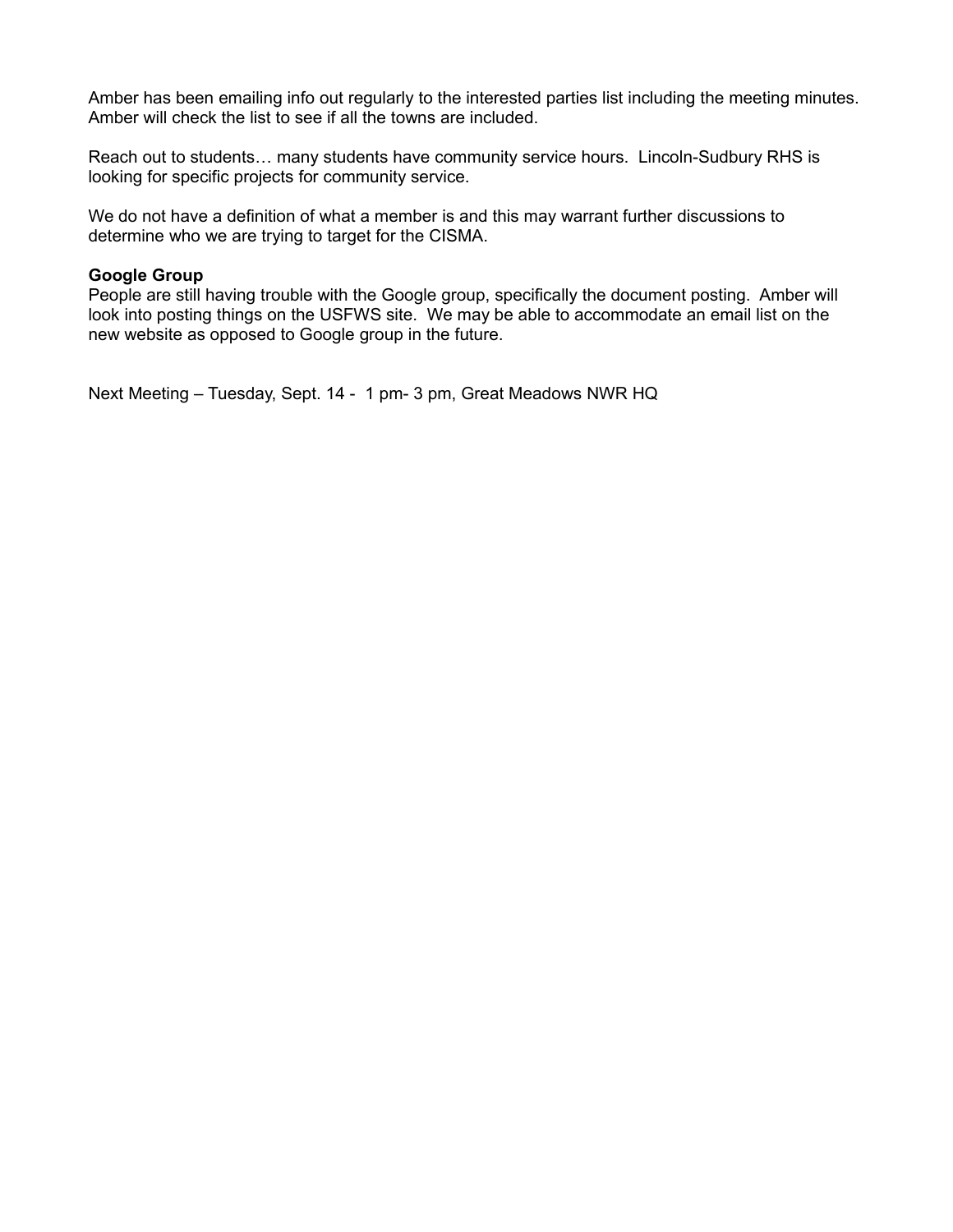Amber has been emailing info out regularly to the interested parties list including the meeting minutes. Amber will check the list to see if all the towns are included.

Reach out to students… many students have community service hours. Lincoln-Sudbury RHS is looking for specific projects for community service.

We do not have a definition of what a member is and this may warrant further discussions to determine who we are trying to target for the CISMA.

**Google Group**
People are still having trouble with the Google group, specifically the document posting. Amber will look into posting things on the USFWS site. We may be able to accommodate an email list on the new website as opposed to Google group in the future.

Next Meeting – Tuesday, Sept. 14 - 1 pm- 3 pm, Great Meadows NWR HQ